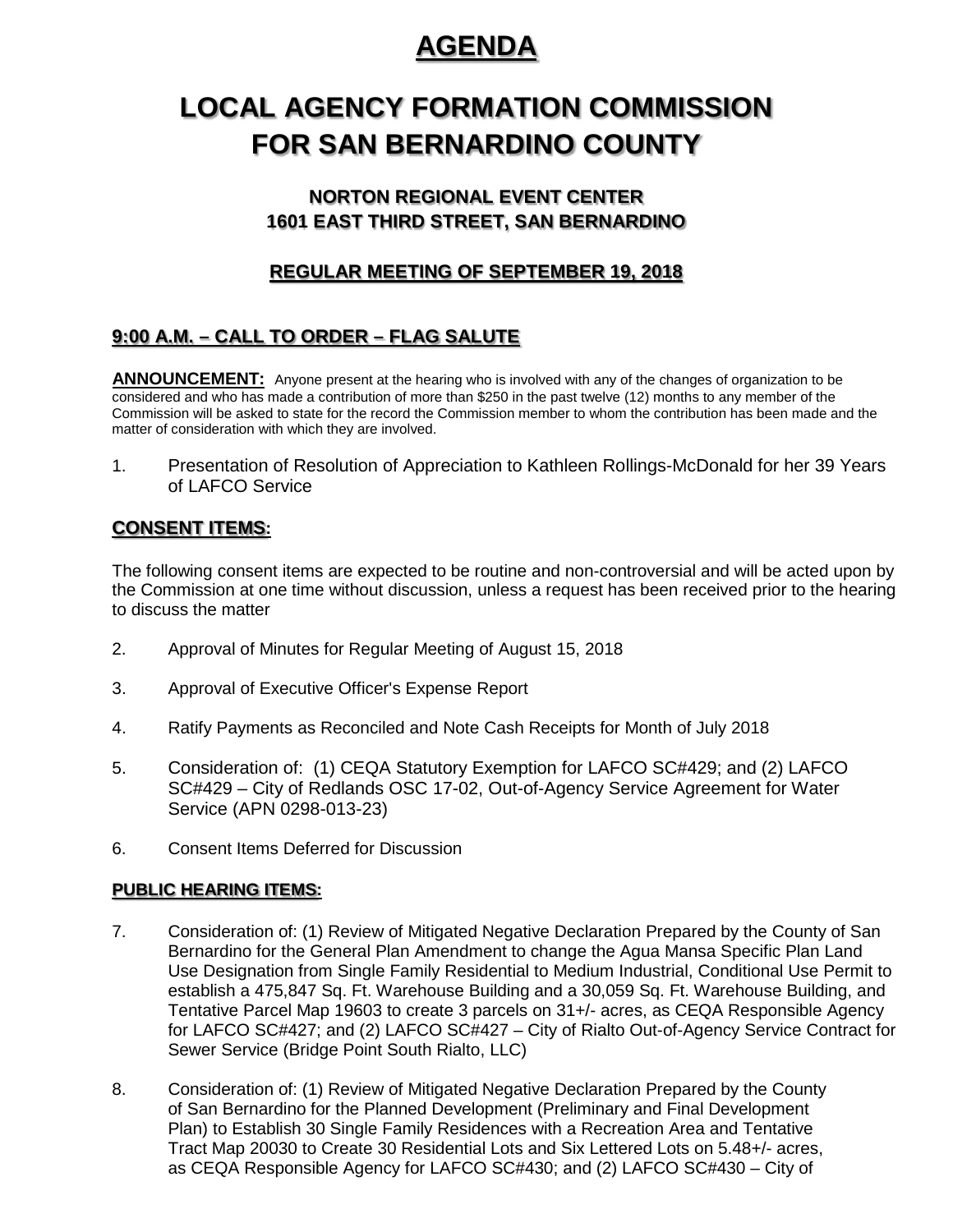# AGENDA

# LOCAL AGENCY FORMATION COMMISSION FOR SAN BERNARDINO COUNTY

### NORTON REGIONAL EVENT CENTER
### 1601 EAST THIRD STREET, SAN BERNARDINO

### REGULAR MEETING OF SEPTEMBER 19, 2018

## 9:00 A.M. – CALL TO ORDER – FLAG SALUTE

**ANNOUNCEMENT:** Anyone present at the hearing who is involved with any of the changes of organization to be considered and who has made a contribution of more than $250 in the past twelve (12) months to any member of the Commission will be asked to state for the record the Commission member to whom the contribution has been made and the matter of consideration with which they are involved.

1. Presentation of Resolution of Appreciation to Kathleen Rollings-McDonald for her 39 Years of LAFCO Service

## CONSENT ITEMS:

The following consent items are expected to be routine and non-controversial and will be acted upon by the Commission at one time without discussion, unless a request has been received prior to the hearing to discuss the matter

2. Approval of Minutes for Regular Meeting of August 15, 2018

3. Approval of Executive Officer's Expense Report

4. Ratify Payments as Reconciled and Note Cash Receipts for Month of July 2018

5. Consideration of: (1) CEQA Statutory Exemption for LAFCO SC#429; and (2) LAFCO SC#429 – City of Redlands OSC 17-02, Out-of-Agency Service Agreement for Water Service (APN 0298-013-23)

6. Consent Items Deferred for Discussion

## PUBLIC HEARING ITEMS:

7. Consideration of: (1) Review of Mitigated Negative Declaration Prepared by the County of San Bernardino for the General Plan Amendment to change the Agua Mansa Specific Plan Land Use Designation from Single Family Residential to Medium Industrial, Conditional Use Permit to establish a 475,847 Sq. Ft. Warehouse Building and a 30,059 Sq. Ft. Warehouse Building, and Tentative Parcel Map 19603 to create 3 parcels on 31+/- acres, as CEQA Responsible Agency for LAFCO SC#427; and (2) LAFCO SC#427 – City of Rialto Out-of-Agency Service Contract for Sewer Service (Bridge Point South Rialto, LLC)

8. Consideration of: (1) Review of Mitigated Negative Declaration Prepared by the County of San Bernardino for the Planned Development (Preliminary and Final Development Plan) to Establish 30 Single Family Residences with a Recreation Area and Tentative Tract Map 20030 to Create 30 Residential Lots and Six Lettered Lots on 5.48+/- acres, as CEQA Responsible Agency for LAFCO SC#430; and (2) LAFCO SC#430 – City of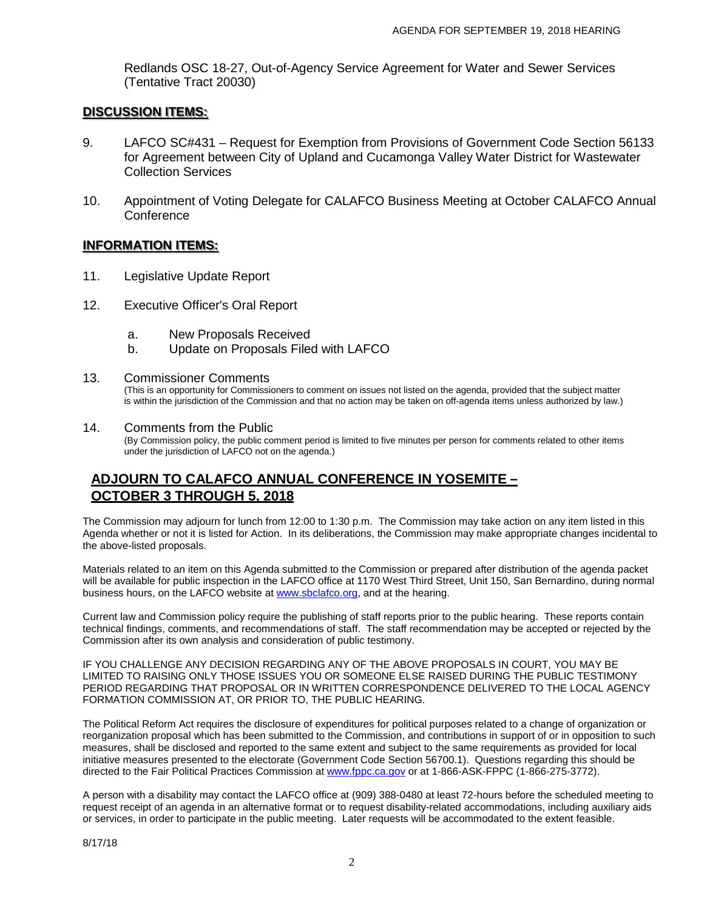Redlands OSC 18-27, Out-of-Agency Service Agreement for Water and Sewer Services (Tentative Tract 20030)

## DISCUSSION ITEMS:

9. LAFCO SC#431 – Request for Exemption from Provisions of Government Code Section 56133 for Agreement between City of Upland and Cucamonga Valley Water District for Wastewater Collection Services

10. Appointment of Voting Delegate for CALAFCO Business Meeting at October CALAFCO Annual Conference

## INFORMATION ITEMS:

11. Legislative Update Report

12. Executive Officer's Oral Report

    a. New Proposals Received
    b. Update on Proposals Filed with LAFCO

13. Commissioner Comments
    (This is an opportunity for Commissioners to comment on issues not listed on the agenda, provided that the subject matter is within the jurisdiction of the Commission and that no action may be taken on off-agenda items unless authorized by law.)

14. Comments from the Public
    (By Commission policy, the public comment period is limited to five minutes per person for comments related to other items under the jurisdiction of LAFCO not on the agenda.)

## ADJOURN TO CALAFCO ANNUAL CONFERENCE IN YOSEMITE – OCTOBER 3 THROUGH 5, 2018

The Commission may adjourn for lunch from 12:00 to 1:30 p.m. The Commission may take action on any item listed in this Agenda whether or not it is listed for Action. In its deliberations, the Commission may make appropriate changes incidental to the above-listed proposals.

Materials related to an item on this Agenda submitted to the Commission or prepared after distribution of the agenda packet will be available for public inspection in the LAFCO office at 1170 West Third Street, Unit 150, San Bernardino, during normal business hours, on the LAFCO website at www.sbclafco.org, and at the hearing.

Current law and Commission policy require the publishing of staff reports prior to the public hearing. These reports contain technical findings, comments, and recommendations of staff. The staff recommendation may be accepted or rejected by the Commission after its own analysis and consideration of public testimony.

IF YOU CHALLENGE ANY DECISION REGARDING ANY OF THE ABOVE PROPOSALS IN COURT, YOU MAY BE LIMITED TO RAISING ONLY THOSE ISSUES YOU OR SOMEONE ELSE RAISED DURING THE PUBLIC TESTIMONY PERIOD REGARDING THAT PROPOSAL OR IN WRITTEN CORRESPONDENCE DELIVERED TO THE LOCAL AGENCY FORMATION COMMISSION AT, OR PRIOR TO, THE PUBLIC HEARING.

The Political Reform Act requires the disclosure of expenditures for political purposes related to a change of organization or reorganization proposal which has been submitted to the Commission, and contributions in support of or in opposition to such measures, shall be disclosed and reported to the same extent and subject to the same requirements as provided for local initiative measures presented to the electorate (Government Code Section 56700.1). Questions regarding this should be directed to the Fair Political Practices Commission at www.fppc.ca.gov or at 1-866-ASK-FPPC (1-866-275-3772).

A person with a disability may contact the LAFCO office at (909) 388-0480 at least 72-hours before the scheduled meeting to request receipt of an agenda in an alternative format or to request disability-related accommodations, including auxiliary aids or services, in order to participate in the public meeting. Later requests will be accommodated to the extent feasible.

8/17/18